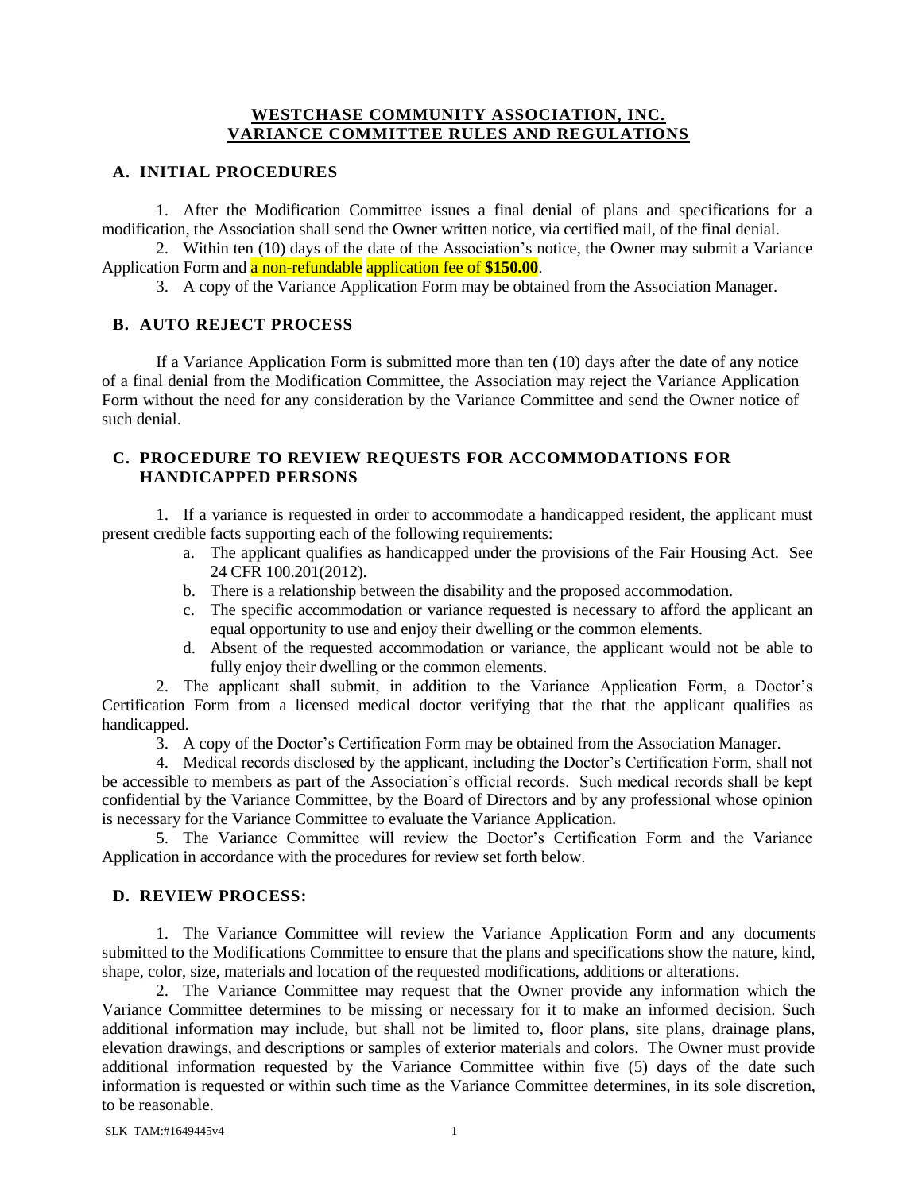# WESTCHASE COMMUNITY ASSOCIATION, INC.
# VARIANCE COMMITTEE RULES AND REGULATIONS

## A. INITIAL PROCEDURES

1. After the Modification Committee issues a final denial of plans and specifications for a modification, the Association shall send the Owner written notice, via certified mail, of the final denial.

2. Within ten (10) days of the date of the Association's notice, the Owner may submit a Variance Application Form and a non-refundable application fee of **$150.00**.

3. A copy of the Variance Application Form may be obtained from the Association Manager.

## B. AUTO REJECT PROCESS

If a Variance Application Form is submitted more than ten (10) days after the date of any notice of a final denial from the Modification Committee, the Association may reject the Variance Application Form without the need for any consideration by the Variance Committee and send the Owner notice of such denial.

## C. PROCEDURE TO REVIEW REQUESTS FOR ACCOMMODATIONS FOR HANDICAPPED PERSONS

1. If a variance is requested in order to accommodate a handicapped resident, the applicant must present credible facts supporting each of the following requirements:
   a. The applicant qualifies as handicapped under the provisions of the Fair Housing Act. See 24 CFR 100.201(2012).
   b. There is a relationship between the disability and the proposed accommodation.
   c. The specific accommodation or variance requested is necessary to afford the applicant an equal opportunity to use and enjoy their dwelling or the common elements.
   d. Absent of the requested accommodation or variance, the applicant would not be able to fully enjoy their dwelling or the common elements.

2. The applicant shall submit, in addition to the Variance Application Form, a Doctor's Certification Form from a licensed medical doctor verifying that the that the applicant qualifies as handicapped.

3. A copy of the Doctor's Certification Form may be obtained from the Association Manager.

4. Medical records disclosed by the applicant, including the Doctor's Certification Form, shall not be accessible to members as part of the Association's official records. Such medical records shall be kept confidential by the Variance Committee, by the Board of Directors and by any professional whose opinion is necessary for the Variance Committee to evaluate the Variance Application.

5. The Variance Committee will review the Doctor's Certification Form and the Variance Application in accordance with the procedures for review set forth below.

## D. REVIEW PROCESS:

1. The Variance Committee will review the Variance Application Form and any documents submitted to the Modifications Committee to ensure that the plans and specifications show the nature, kind, shape, color, size, materials and location of the requested modifications, additions or alterations.

2. The Variance Committee may request that the Owner provide any information which the Variance Committee determines to be missing or necessary for it to make an informed decision. Such additional information may include, but shall not be limited to, floor plans, site plans, drainage plans, elevation drawings, and descriptions or samples of exterior materials and colors. The Owner must provide additional information requested by the Variance Committee within five (5) days of the date such information is requested or within such time as the Variance Committee determines, in its sole discretion, to be reasonable.

SLK_TAM:#1649445v4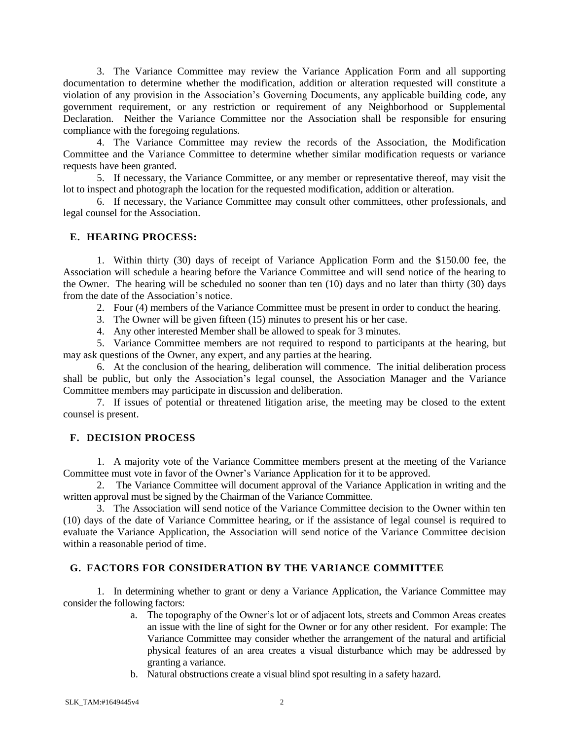3. The Variance Committee may review the Variance Application Form and all supporting documentation to determine whether the modification, addition or alteration requested will constitute a violation of any provision in the Association's Governing Documents, any applicable building code, any government requirement, or any restriction or requirement of any Neighborhood or Supplemental Declaration. Neither the Variance Committee nor the Association shall be responsible for ensuring compliance with the foregoing regulations.

4. The Variance Committee may review the records of the Association, the Modification Committee and the Variance Committee to determine whether similar modification requests or variance requests have been granted.

5. If necessary, the Variance Committee, or any member or representative thereof, may visit the lot to inspect and photograph the location for the requested modification, addition or alteration.

6. If necessary, the Variance Committee may consult other committees, other professionals, and legal counsel for the Association.

## E. HEARING PROCESS:

1. Within thirty (30) days of receipt of Variance Application Form and the $150.00 fee, the Association will schedule a hearing before the Variance Committee and will send notice of the hearing to the Owner. The hearing will be scheduled no sooner than ten (10) days and no later than thirty (30) days from the date of the Association's notice.

2. Four (4) members of the Variance Committee must be present in order to conduct the hearing.

3. The Owner will be given fifteen (15) minutes to present his or her case.

4. Any other interested Member shall be allowed to speak for 3 minutes.

5. Variance Committee members are not required to respond to participants at the hearing, but may ask questions of the Owner, any expert, and any parties at the hearing.

6. At the conclusion of the hearing, deliberation will commence. The initial deliberation process shall be public, but only the Association's legal counsel, the Association Manager and the Variance Committee members may participate in discussion and deliberation.

7. If issues of potential or threatened litigation arise, the meeting may be closed to the extent counsel is present.

## F. DECISION PROCESS

1. A majority vote of the Variance Committee members present at the meeting of the Variance Committee must vote in favor of the Owner's Variance Application for it to be approved.

2. The Variance Committee will document approval of the Variance Application in writing and the written approval must be signed by the Chairman of the Variance Committee.

3. The Association will send notice of the Variance Committee decision to the Owner within ten (10) days of the date of Variance Committee hearing, or if the assistance of legal counsel is required to evaluate the Variance Application, the Association will send notice of the Variance Committee decision within a reasonable period of time.

## G. FACTORS FOR CONSIDERATION BY THE VARIANCE COMMITTEE

1. In determining whether to grant or deny a Variance Application, the Variance Committee may consider the following factors:

   a. The topography of the Owner's lot or of adjacent lots, streets and Common Areas creates an issue with the line of sight for the Owner or for any other resident. For example: The Variance Committee may consider whether the arrangement of the natural and artificial physical features of an area creates a visual disturbance which may be addressed by granting a variance.

   b. Natural obstructions create a visual blind spot resulting in a safety hazard.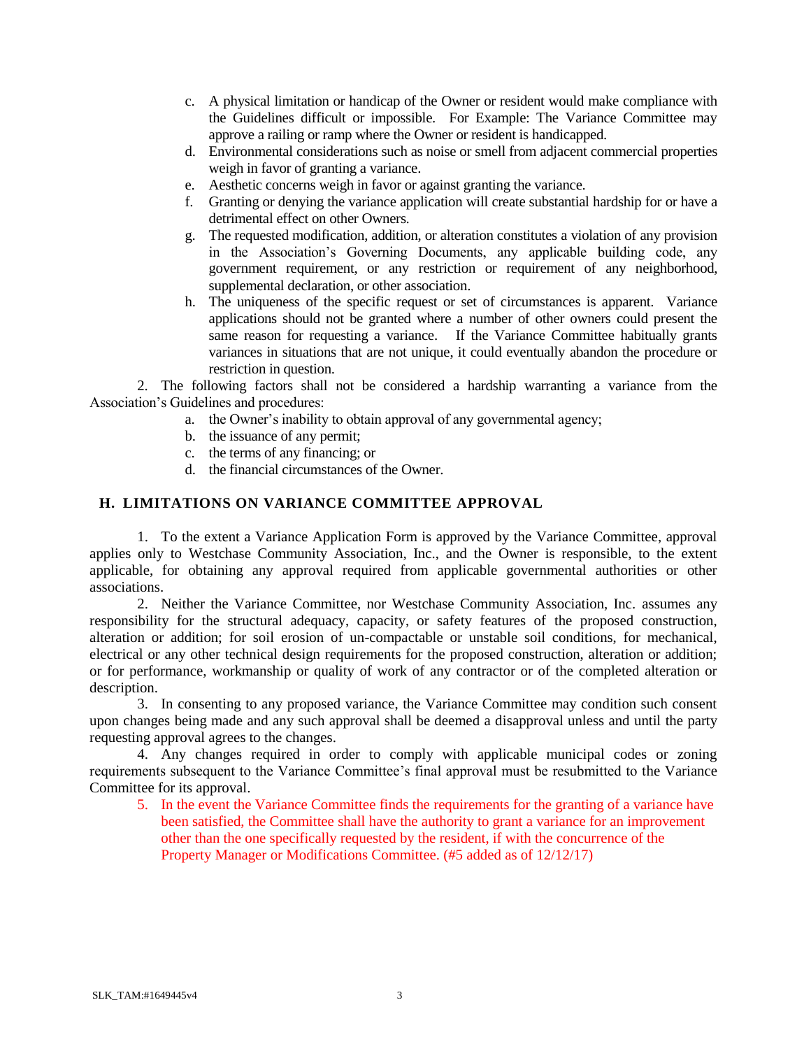c. A physical limitation or handicap of the Owner or resident would make compliance with the Guidelines difficult or impossible. For Example: The Variance Committee may approve a railing or ramp where the Owner or resident is handicapped.
d. Environmental considerations such as noise or smell from adjacent commercial properties weigh in favor of granting a variance.
e. Aesthetic concerns weigh in favor or against granting the variance.
f. Granting or denying the variance application will create substantial hardship for or have a detrimental effect on other Owners.
g. The requested modification, addition, or alteration constitutes a violation of any provision in the Association's Governing Documents, any applicable building code, any government requirement, or any restriction or requirement of any neighborhood, supplemental declaration, or other association.
h. The uniqueness of the specific request or set of circumstances is apparent. Variance applications should not be granted where a number of other owners could present the same reason for requesting a variance. If the Variance Committee habitually grants variances in situations that are not unique, it could eventually abandon the procedure or restriction in question.

2. The following factors shall not be considered a hardship warranting a variance from the Association's Guidelines and procedures:

a. the Owner's inability to obtain approval of any governmental agency;
b. the issuance of any permit;
c. the terms of any financing; or
d. the financial circumstances of the Owner.

## H. LIMITATIONS ON VARIANCE COMMITTEE APPROVAL

1. To the extent a Variance Application Form is approved by the Variance Committee, approval applies only to Westchase Community Association, Inc., and the Owner is responsible, to the extent applicable, for obtaining any approval required from applicable governmental authorities or other associations.

2. Neither the Variance Committee, nor Westchase Community Association, Inc. assumes any responsibility for the structural adequacy, capacity, or safety features of the proposed construction, alteration or addition; for soil erosion of un-compactable or unstable soil conditions, for mechanical, electrical or any other technical design requirements for the proposed construction, alteration or addition; or for performance, workmanship or quality of work of any contractor or of the completed alteration or description.

3. In consenting to any proposed variance, the Variance Committee may condition such consent upon changes being made and any such approval shall be deemed a disapproval unless and until the party requesting approval agrees to the changes.

4. Any changes required in order to comply with applicable municipal codes or zoning requirements subsequent to the Variance Committee's final approval must be resubmitted to the Variance Committee for its approval.

5. In the event the Variance Committee finds the requirements for the granting of a variance have been satisfied, the Committee shall have the authority to grant a variance for an improvement other than the one specifically requested by the resident, if with the concurrence of the Property Manager or Modifications Committee. (#5 added as of 12/12/17)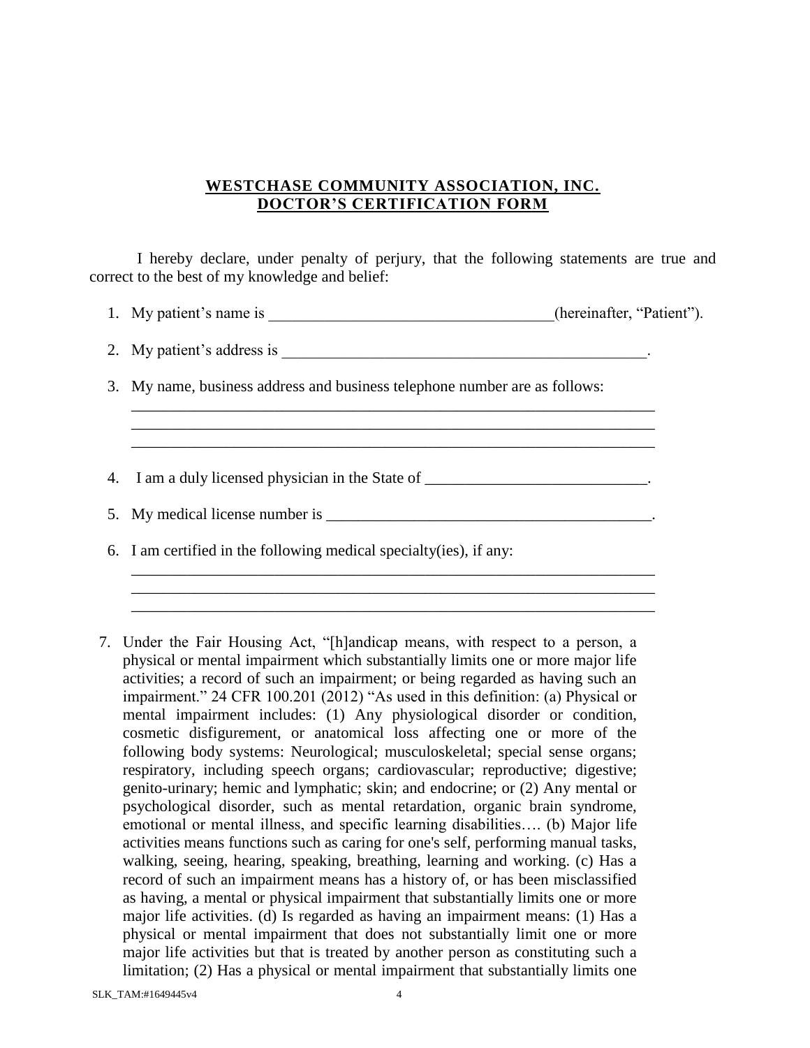**WESTCHASE COMMUNITY ASSOCIATION, INC.**
**DOCTOR'S CERTIFICATION FORM**

I hereby declare, under penalty of perjury, that the following statements are true and correct to the best of my knowledge and belief:

1. My patient's name is ____________________________________(hereinafter, "Patient").

2. My patient's address is ________________________________________________.

3. My name, business address and business telephone number are as follows:
   ____________________________________________________________________
   ____________________________________________________________________
   ____________________________________________________________________

4. I am a duly licensed physician in the State of ____________________________.

5. My medical license number is ________________________________________.

6. I am certified in the following medical specialty(ies), if any:
   ____________________________________________________________________
   ____________________________________________________________________
   ____________________________________________________________________

7. Under the Fair Housing Act, "[h]andicap means, with respect to a person, a physical or mental impairment which substantially limits one or more major life activities; a record of such an impairment; or being regarded as having such an impairment." 24 CFR 100.201 (2012) "As used in this definition: (a) Physical or mental impairment includes: (1) Any physiological disorder or condition, cosmetic disfigurement, or anatomical loss affecting one or more of the following body systems: Neurological; musculoskeletal; special sense organs; respiratory, including speech organs; cardiovascular; reproductive; digestive; genito-urinary; hemic and lymphatic; skin; and endocrine; or (2) Any mental or psychological disorder, such as mental retardation, organic brain syndrome, emotional or mental illness, and specific learning disabilities…. (b) Major life activities means functions such as caring for one's self, performing manual tasks, walking, seeing, hearing, speaking, breathing, learning and working. (c) Has a record of such an impairment means has a history of, or has been misclassified as having, a mental or physical impairment that substantially limits one or more major life activities. (d) Is regarded as having an impairment means: (1) Has a physical or mental impairment that does not substantially limit one or more major life activities but that is treated by another person as constituting such a limitation; (2) Has a physical or mental impairment that substantially limits one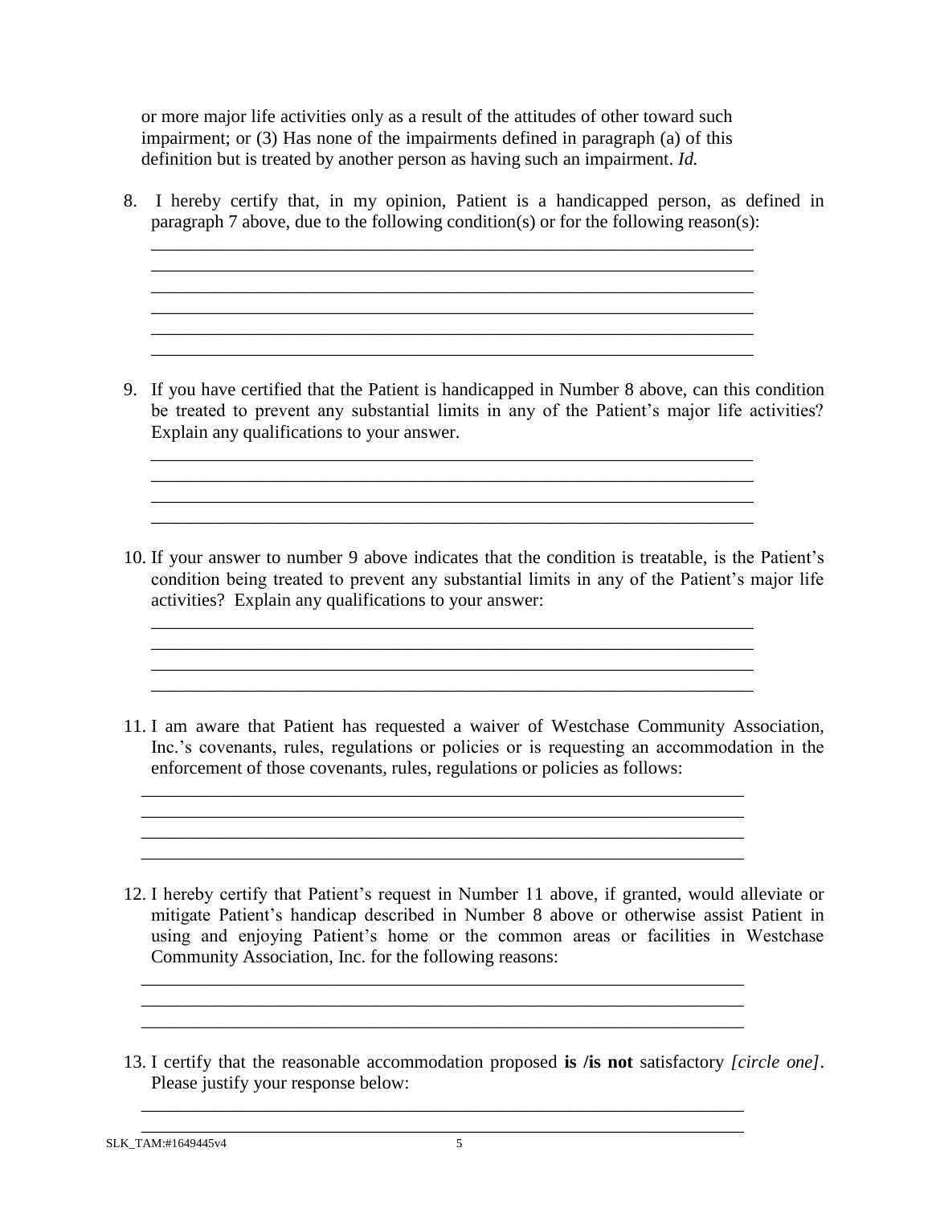or more major life activities only as a result of the attitudes of other toward such impairment; or (3) Has none of the impairments defined in paragraph (a) of this definition but is treated by another person as having such an impairment. *Id.*

8. I hereby certify that, in my opinion, Patient is a handicapped person, as defined in paragraph 7 above, due to the following condition(s) or for the following reason(s):

   ______________________________________________________________________
   ______________________________________________________________________
   ______________________________________________________________________
   ______________________________________________________________________
   ______________________________________________________________________
   ______________________________________________________________________

9. If you have certified that the Patient is handicapped in Number 8 above, can this condition be treated to prevent any substantial limits in any of the Patient's major life activities? Explain any qualifications to your answer.

   ______________________________________________________________________
   ______________________________________________________________________
   ______________________________________________________________________
   ______________________________________________________________________

10. If your answer to number 9 above indicates that the condition is treatable, is the Patient's condition being treated to prevent any substantial limits in any of the Patient's major life activities? Explain any qualifications to your answer:

    ______________________________________________________________________
    ______________________________________________________________________
    ______________________________________________________________________
    ______________________________________________________________________

11. I am aware that Patient has requested a waiver of Westchase Community Association, Inc.'s covenants, rules, regulations or policies or is requesting an accommodation in the enforcement of those covenants, rules, regulations or policies as follows:

    ______________________________________________________________________
    ______________________________________________________________________
    ______________________________________________________________________
    ______________________________________________________________________

12. I hereby certify that Patient's request in Number 11 above, if granted, would alleviate or mitigate Patient's handicap described in Number 8 above or otherwise assist Patient in using and enjoying Patient's home or the common areas or facilities in Westchase Community Association, Inc. for the following reasons:

    ______________________________________________________________________
    ______________________________________________________________________
    ______________________________________________________________________

13. I certify that the reasonable accommodation proposed **is /is not** satisfactory *[circle one]*. Please justify your response below:

    ______________________________________________________________________
    ______________________________________________________________________

SLK_TAM:#1649445v4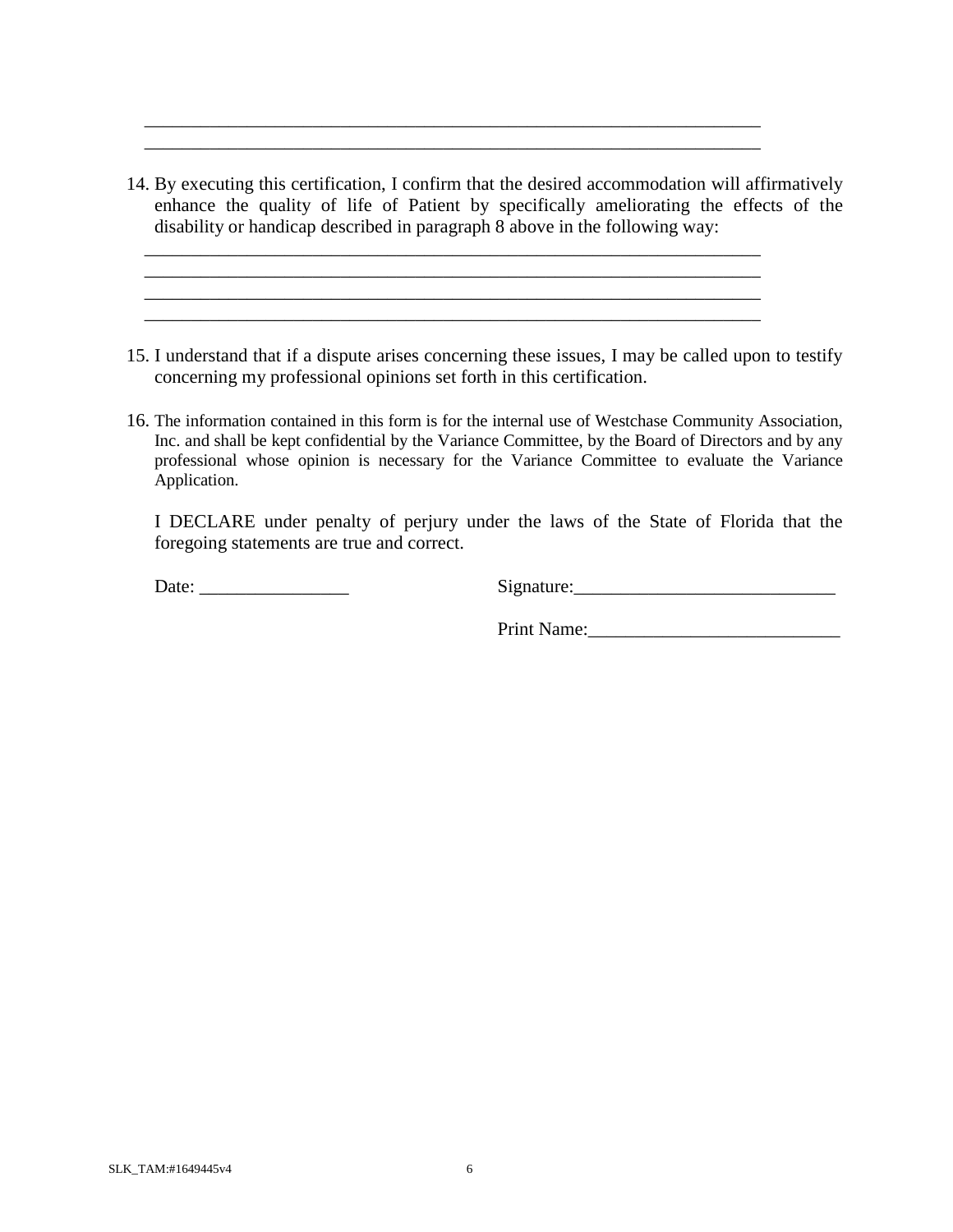\_\_\_\_\_\_\_\_\_\_\_\_\_\_\_\_\_\_\_\_\_\_\_\_\_\_\_\_\_\_\_\_\_\_\_\_\_\_\_\_\_\_\_\_\_\_\_\_\_\_\_\_\_\_\_\_\_\_\_\_\_\_\_\_
\_\_\_\_\_\_\_\_\_\_\_\_\_\_\_\_\_\_\_\_\_\_\_\_\_\_\_\_\_\_\_\_\_\_\_\_\_\_\_\_\_\_\_\_\_\_\_\_\_\_\_\_\_\_\_\_\_\_\_\_\_\_\_\_

14. By executing this certification, I confirm that the desired accommodation will affirmatively enhance the quality of life of Patient by specifically ameliorating the effects of the disability or handicap described in paragraph 8 above in the following way:

\_\_\_\_\_\_\_\_\_\_\_\_\_\_\_\_\_\_\_\_\_\_\_\_\_\_\_\_\_\_\_\_\_\_\_\_\_\_\_\_\_\_\_\_\_\_\_\_\_\_\_\_\_\_\_\_\_\_\_\_\_\_\_\_
\_\_\_\_\_\_\_\_\_\_\_\_\_\_\_\_\_\_\_\_\_\_\_\_\_\_\_\_\_\_\_\_\_\_\_\_\_\_\_\_\_\_\_\_\_\_\_\_\_\_\_\_\_\_\_\_\_\_\_\_\_\_\_\_
\_\_\_\_\_\_\_\_\_\_\_\_\_\_\_\_\_\_\_\_\_\_\_\_\_\_\_\_\_\_\_\_\_\_\_\_\_\_\_\_\_\_\_\_\_\_\_\_\_\_\_\_\_\_\_\_\_\_\_\_\_\_\_\_
\_\_\_\_\_\_\_\_\_\_\_\_\_\_\_\_\_\_\_\_\_\_\_\_\_\_\_\_\_\_\_\_\_\_\_\_\_\_\_\_\_\_\_\_\_\_\_\_\_\_\_\_\_\_\_\_\_\_\_\_\_\_\_\_

15. I understand that if a dispute arises concerning these issues, I may be called upon to testify concerning my professional opinions set forth in this certification.

16. The information contained in this form is for the internal use of Westchase Community Association, Inc. and shall be kept confidential by the Variance Committee, by the Board of Directors and by any professional whose opinion is necessary for the Variance Committee to evaluate the Variance Application.

I DECLARE under penalty of perjury under the laws of the State of Florida that the foregoing statements are true and correct.

Date: \_\_\_\_\_\_\_\_\_\_\_\_\_\_\_\_ Signature:\_\_\_\_\_\_\_\_\_\_\_\_\_\_\_\_\_\_\_\_\_\_\_\_\_\_\_\_

Print Name:\_\_\_\_\_\_\_\_\_\_\_\_\_\_\_\_\_\_\_\_\_\_\_\_\_\_\_

SLK_TAM:#1649445v4